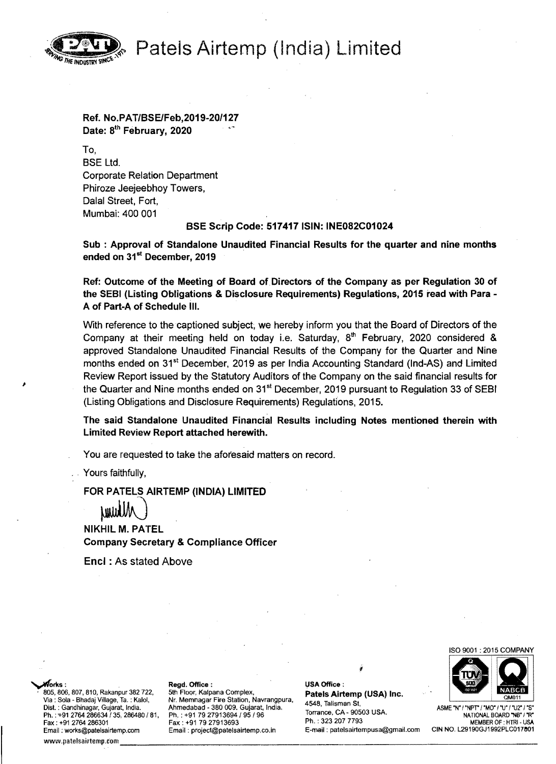# Patels Airtemp (India) Limited

**Ref. No.PAT/BSE/Feb,2019-20/127**
**Date: 8th February, 2020**

To,
BSE Ltd.
Corporate Relation Department
Phiroze Jeejeebhoy Towers,
Dalal Street, Fort,
Mumbai: 400 001

**BSE Scrip Code: 517417 ISIN: INE082C01024**

**Sub : Approval of Standalone Unaudited Financial Results for the quarter and nine months ended on 31st December, 2019**

**Ref: Outcome of the Meeting of Board of Directors of the Company as per Regulation 30 of the SEBI (Listing Obligations & Disclosure Requirements) Regulations, 2015 read with Para - A of Part-A of Schedule III.**

With reference to the captioned subject, we hereby inform you that the Board of Directors of the Company at their meeting held on today i.e. Saturday, 8th February, 2020 considered & approved Standalone Unaudited Financial Results of the Company for the Quarter and Nine months ended on 31st December, 2019 as per India Accounting Standard (Ind-AS) and Limited Review Report issued by the Statutory Auditors of the Company on the said financial results for the Quarter and Nine months ended on 31st December, 2019 pursuant to Regulation 33 of SEBI (Listing Obligations and Disclosure Requirements) Regulations, 2015.

**The said Standalone Unaudited Financial Results including Notes mentioned therein with Limited Review Report attached herewith.**

You are requested to take the aforesaid matters on record.

Yours faithfully,

**FOR PATELS AIRTEMP (INDIA) LIMITED**

**NIKHIL M. PATEL**
**Company Secretary & Compliance Officer**

**Encl : As stated Above**

**Works :**
805, 806, 807, 810, Rakanpur 382 722,
Via : Sola - Bhadaj Village, Ta. : Kalol,
Dist. : Gandhinagar, Gujarat, India.
Ph. : +91 2764 286634 / 35, 286480 / 81,
Fax : +91 2764 286301
Email : works@patelsairtemp.com
www.patelsairtemp.com

**Regd. Office :**
5th Floor, Kalpana Complex,
Nr. Memnagar Fire Station, Navrangpura,
Ahmedabad - 380 009. Gujarat, India.
Ph. : +91 79 27913694 / 95 / 96
Fax : +91 79 27913693
Email : project@patelsairtemp.co.in

**USA Office :**
**Patels Airtemp (USA) Inc.**
4548, Talisman St,
Torrance, CA - 90503 USA.
Ph. : 323 207 7793
E-mail : patelsairtempusa@gmail.com

ISO 9001 : 2015 COMPANY
ASME "N" / "NPT" / "MO" / "U" / "U2" / "S"
NATIONAL BOARD "NB" / "R"
MEMBER OF : HTRI - USA
CIN NO. L29190GJ1992PLC017801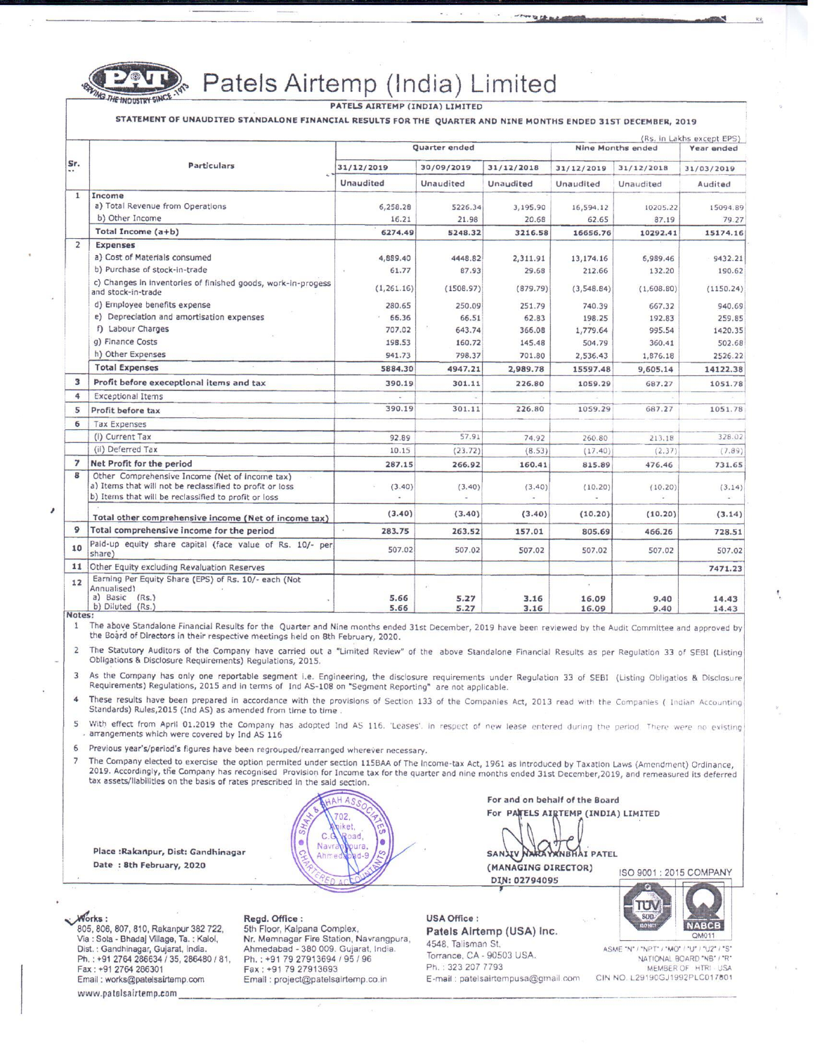# Patels Airtemp (India) Limited

**PATELS AIRTEMP (INDIA) LIMITED**

**STATEMENT OF UNAUDITED STANDALONE FINANCIAL RESULTS FOR THE QUARTER AND NINE MONTHS ENDED 31ST DECEMBER, 2019**

(Rs. in Lakhs except EPS)

| Sr. | Particulars | Quarter ended | | | Nine Months ended | | Year ended |
|---|---|---|---|---|---|---|---|
| | | 31/12/2019 | 30/09/2019 | 31/12/2018 | 31/12/2019 | 31/12/2018 | 31/03/2019 |
| | | Unaudited | Unaudited | Unaudited | Unaudited | Unaudited | Audited |
| 1 | Income | | | | | | |
| | a) Total Revenue from Operations | 6,258.28 | 5226.34 | 3,195.90 | 16,594.12 | 10205.22 | 15094.89 |
| | b) Other Income | 16.21 | 21.98 | 20.68 | 62.65 | 87.19 | 79.27 |
| | **Total Income (a+b)** | **6274.49** | **5248.32** | **3216.58** | **16656.76** | **10292.41** | **15174.16** |
| 2 | **Expenses** | | | | | | |
| | a) Cost of Materials consumed | 4,889.40 | 4448.82 | 2,311.91 | 13,174.16 | 6,989.46 | 9432.21 |
| | b) Purchase of stock-in-trade | 61.77 | 87.93 | 29.68 | 212.66 | 132.20 | 190.62 |
| | c) Changes in inventories of finished goods, work-in-progess and stock-in-trade | (1,261.16) | (1508.97) | (879.79) | (3,548.84) | (1,608.80) | (1150.24) |
| | d) Employee benefits expense | 280.65 | 250.09 | 251.79 | 740.39 | 667.32 | 940.69 |
| | e) Depreciation and amortisation expenses | 66.36 | 66.51 | 62.83 | 198.25 | 192.83 | 259.85 |
| | f) Labour Charges | 707.02 | 643.74 | 366.08 | 1,779.64 | 995.54 | 1420.35 |
| | g) Finance Costs | 198.53 | 160.72 | 145.48 | 504.79 | 360.41 | 502.68 |
| | h) Other Expenses | 941.73 | 798.37 | 701.80 | 2,536.43 | 1,876.18 | 2526.22 |
| | **Total Expenses** | **5884.30** | **4947.21** | **2,989.78** | **15597.48** | **9,605.14** | **14122.38** |
| 3 | **Profit before execeptional items and tax** | **390.19** | **301.11** | **226.80** | **1059.29** | **687.27** | **1051.78** |
| 4 | Exceptional Items | - | - | | | | |
| 5 | **Profit before tax** | 390.19 | 301.11 | 226.80 | 1059.29 | 687.27 | 1051.78 |
| 6 | Tax Expenses | | | | | | |
| | (i) Current Tax | 92.89 | 57.91 | 74.92 | 260.80 | 213.18 | 328.02 |
| | (ii) Deferred Tax | 10.15 | (23.72) | (8.53) | (17.40) | (2.37) | (7.89) |
| 7 | **Net Profit for the period** | **287.15** | **266.92** | **160.41** | **815.89** | **476.46** | **731.65** |
| 8 | Other Comprehensive Income (Net of income tax) | | | | | | |
| | a) Items that will not be reclassified to profit or loss | (3.40) | (3.40) | (3.40) | (10.20) | (10.20) | (3.14) |
| | b) Items that will be reclassified to profit or loss | - | - | - | - | - | - |
| | **Total other comprehensive income (Net of income tax)** | **(3.40)** | **(3.40)** | **(3.40)** | **(10.20)** | **(10.20)** | **(3.14)** |
| 9 | **Total comprehensive income for the period** | **283.75** | **263.52** | **157.01** | **805.69** | **466.26** | **728.51** |
| 10 | Paid-up equity share capital (face value of Rs. 10/- per share) | 507.02 | 507.02 | 507.02 | 507.02 | 507.02 | 507.02 |
| 11 | Other Equity excluding Revaluation Reserves | | | | | | **7471.23** |
| 12 | Earning Per Equity Share (EPS) of Rs. 10/- each (Not Annualised) | | | | | | |
| | a) Basic (Rs.) | **5.66** | **5.27** | **3.16** | **16.09** | **9.40** | **14.43** |
| | b) Diluted (Rs.) | **5.66** | **5.27** | **3.16** | **16.09** | **9.40** | **14.43** |

**Notes:**

1. The above Standalone Financial Results for the Quarter and Nine months ended 31st December, 2019 have been reviewed by the Audit Committee and approved by the Board of Directors in their respective meetings held on 8th February, 2020.
2. The Statutory Auditors of the Company have carried out a "Limited Review" of the above Standalone Financial Results as per Regulation 33 of SEBI (Listing Obligations & Disclosure Requirements) Regulations, 2015.
3. As the Company has only one reportable segment i.e. Engineering, the disclosure requirements under Regulation 33 of SEBI (Listing Obligatios & Disclosure Requirements) Regulations, 2015 and in terms of Ind AS-108 on "Segment Reporting" are not applicable.
4. These results have been prepared in accordance with the provisions of Section 133 of the Companies Act, 2013 read with the Companies ( Indian Accounting Standards) Rules,2015 (Ind AS) as amended from time to time .
5. With effect from April 01.2019 the Company has adopted Ind AS 116. 'Leases'. in respect of new lease entered during the period. There were no existing arrangements which were covered by Ind AS 116
6. Previous year's/period's figures have been regrouped/rearranged wherever necessary.
7. The Company elected to exercise the option permited under section 115BAA of The Income-tax Act, 1961 as introduced by Taxation Laws (Amendment) Ordinance, 2019. Accordingly, the Company has recognised Provision for Income tax for the quarter and nine months ended 31st December,2019, and remeasured its deferred tax assets/liabilities on the basis of rates prescribed in the said section.

Place :Rakanpur, Dist: Gandhinagar
Date : 8th February, 2020

For and on behalf of the Board
For PATELS AIRTEMP (INDIA) LIMITED

SANJIV NARAYANBHAI PATEL
(MANAGING DIRECTOR)
DIN: 02794095

ISO 9001 : 2015 COMPANY

**Works :** 805, 806, 807, 810, Rakanpur 382 722, Via : Sola - Bhadaj Village, Ta. : Kalol, Dist. : Gandhinagar, Gujarat, India. Ph. : +91 2764 286634 / 35, 286480 / 81, Fax : +91 2764 286301 Email : works@patelsairtemp.com www.patelsairtemp.com

**Regd. Office :** 5th Floor, Kalpana Complex, Nr. Memnagar Fire Station, Navrangpura, Ahmedabad - 380 009. Gujarat, India. Ph. : +91 79 27913694 / 95 / 96 Fax : +91 79 27913693 Email : project@patelsairtemp.co.in

**USA Office :** **Patels Airtemp (USA) Inc.** 4548, Talisman St. Torrance, CA - 90503 USA. Ph. : 323 207 7793 E-mail : patelsairtempusa@gmail.com

ASME "N" / "NPT" / "MO" / "U" / "U2" / "S" NATIONAL BOARD "NB" / "R" MEMBER OF HTRI USA CIN NO. L29190GJ1992PLC017801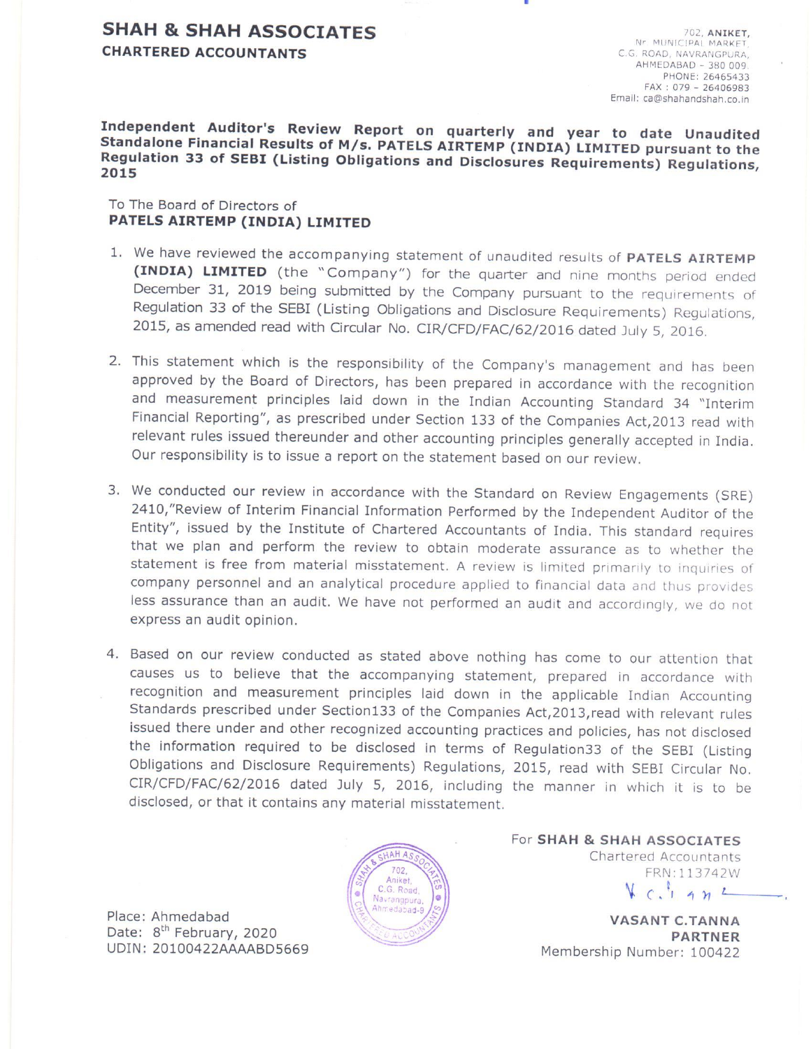# SHAH & SHAH ASSOCIATES
**CHARTERED ACCOUNTANTS**

702, **ANIKET**,
Nr. MUNICIPAL MARKET,
C.G. ROAD, NAVRANGPURA,
AHMEDABAD - 380 009.
PHONE: 26465433
FAX : 079 - 26406983
Email: ca@shahandshah.co.in

**Independent Auditor's Review Report on quarterly and year to date Unaudited Standalone Financial Results of M/s. PATELS AIRTEMP (INDIA) LIMITED pursuant to the Regulation 33 of SEBI (Listing Obligations and Disclosures Requirements) Regulations, 2015**

To The Board of Directors of
**PATELS AIRTEMP (INDIA) LIMITED**

1. We have reviewed the accompanying statement of unaudited results of **PATELS AIRTEMP (INDIA) LIMITED** (the "Company") for the quarter and nine months period ended December 31, 2019 being submitted by the Company pursuant to the requirements of Regulation 33 of the SEBI (Listing Obligations and Disclosure Requirements) Regulations, 2015, as amended read with Circular No. CIR/CFD/FAC/62/2016 dated July 5, 2016.

2. This statement which is the responsibility of the Company's management and has been approved by the Board of Directors, has been prepared in accordance with the recognition and measurement principles laid down in the Indian Accounting Standard 34 "Interim Financial Reporting", as prescribed under Section 133 of the Companies Act,2013 read with relevant rules issued thereunder and other accounting principles generally accepted in India. Our responsibility is to issue a report on the statement based on our review.

3. We conducted our review in accordance with the Standard on Review Engagements (SRE) 2410,"Review of Interim Financial Information Performed by the Independent Auditor of the Entity", issued by the Institute of Chartered Accountants of India. This standard requires that we plan and perform the review to obtain moderate assurance as to whether the statement is free from material misstatement. A review is limited primarily to inquiries of company personnel and an analytical procedure applied to financial data and thus provides less assurance than an audit. We have not performed an audit and accordingly, we do not express an audit opinion.

4. Based on our review conducted as stated above nothing has come to our attention that causes us to believe that the accompanying statement, prepared in accordance with recognition and measurement principles laid down in the applicable Indian Accounting Standards prescribed under Section133 of the Companies Act,2013,read with relevant rules issued there under and other recognized accounting practices and policies, has not disclosed the information required to be disclosed in terms of Regulation33 of the SEBI (Listing Obligations and Disclosure Requirements) Regulations, 2015, read with SEBI Circular No. CIR/CFD/FAC/62/2016 dated July 5, 2016, including the manner in which it is to be disclosed, or that it contains any material misstatement.

For **SHAH & SHAH ASSOCIATES**
Chartered Accountants
FRN:113742W

**VASANT C.TANNA**
**PARTNER**
Membership Number: 100422

Place: Ahmedabad
Date: 8th February, 2020
UDIN: 20100422AAAABD5669